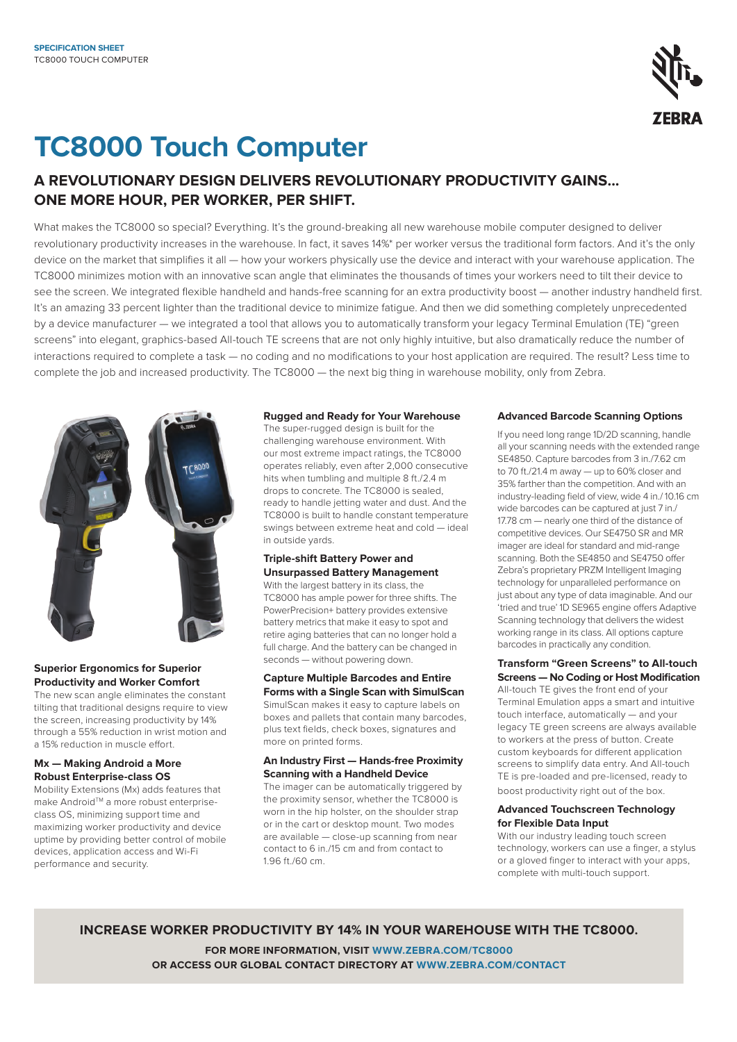SPECIFICATION SHEET
TC8000 TOUCH COMPUTER

# TC8000 Touch Computer

## A REVOLUTIONARY DESIGN DELIVERS REVOLUTIONARY PRODUCTIVITY GAINS… ONE MORE HOUR, PER WORKER, PER SHIFT.

What makes the TC8000 so special? Everything. It's the ground-breaking all new warehouse mobile computer designed to deliver revolutionary productivity increases in the warehouse. In fact, it saves 14%* per worker versus the traditional form factors. And it's the only device on the market that simplifies it all — how your workers physically use the device and interact with your warehouse application. The TC8000 minimizes motion with an innovative scan angle that eliminates the thousands of times your workers need to tilt their device to see the screen. We integrated flexible handheld and hands-free scanning for an extra productivity boost — another industry handheld first. It's an amazing 33 percent lighter than the traditional device to minimize fatigue. And then we did something completely unprecedented by a device manufacturer — we integrated a tool that allows you to automatically transform your legacy Terminal Emulation (TE) "green screens" into elegant, graphics-based All-touch TE screens that are not only highly intuitive, but also dramatically reduce the number of interactions required to complete a task — no coding and no modifications to your host application are required. The result? Less time to complete the job and increased productivity. The TC8000 — the next big thing in warehouse mobility, only from Zebra.

### Superior Ergonomics for Superior Productivity and Worker Comfort

The new scan angle eliminates the constant tilting that traditional designs require to view the screen, increasing productivity by 14% through a 55% reduction in wrist motion and a 15% reduction in muscle effort.

### Mx — Making Android a More Robust Enterprise-class OS

Mobility Extensions (Mx) adds features that make Android™ a more robust enterprise-class OS, minimizing support time and maximizing worker productivity and device uptime by providing better control of mobile devices, application access and Wi-Fi performance and security.

### Rugged and Ready for Your Warehouse

The super-rugged design is built for the challenging warehouse environment. With our most extreme impact ratings, the TC8000 operates reliably, even after 2,000 consecutive hits when tumbling and multiple 8 ft./2.4 m drops to concrete. The TC8000 is sealed, ready to handle jetting water and dust. And the TC8000 is built to handle constant temperature swings between extreme heat and cold — ideal in outside yards.

### Triple-shift Battery Power and Unsurpassed Battery Management

With the largest battery in its class, the TC8000 has ample power for three shifts. The PowerPrecision+ battery provides extensive battery metrics that make it easy to spot and retire aging batteries that can no longer hold a full charge. And the battery can be changed in seconds — without powering down.

### Capture Multiple Barcodes and Entire Forms with a Single Scan with SimulScan

SimulScan makes it easy to capture labels on boxes and pallets that contain many barcodes, plus text fields, check boxes, signatures and more on printed forms.

### An Industry First — Hands-free Proximity Scanning with a Handheld Device

The imager can be automatically triggered by the proximity sensor, whether the TC8000 is worn in the hip holster, on the shoulder strap or in the cart or desktop mount. Two modes are available — close-up scanning from near contact to 6 in./15 cm and from contact to 1.96 ft./60 cm.

### Advanced Barcode Scanning Options

If you need long range 1D/2D scanning, handle all your scanning needs with the extended range SE4850. Capture barcodes from 3 in./7.62 cm to 70 ft./21.4 m away — up to 60% closer and 35% farther than the competition. And with an industry-leading field of view, wide 4 in./10.16 cm wide barcodes can be captured at just 7 in./17.78 cm — nearly one third of the distance of competitive devices. Our SE4750 SR and MR imager are ideal for standard and mid-range scanning. Both the SE4850 and SE4750 offer Zebra's proprietary PRZM Intelligent Imaging technology for unparalleled performance on just about any type of data imaginable. And our 'tried and true' 1D SE965 engine offers Adaptive Scanning technology that delivers the widest working range in its class. All options capture barcodes in practically any condition.

### Transform "Green Screens" to All-touch Screens — No Coding or Host Modification

All-touch TE gives the front end of your Terminal Emulation apps a smart and intuitive touch interface, automatically — and your legacy TE green screens are always available to workers at the press of button. Create custom keyboards for different application screens to simplify data entry. And All-touch TE is pre-loaded and pre-licensed, ready to boost productivity right out of the box.

### Advanced Touchscreen Technology for Flexible Data Input

With our industry leading touch screen technology, workers can use a finger, a stylus or a gloved finger to interact with your apps, complete with multi-touch support.

**INCREASE WORKER PRODUCTIVITY BY 14% IN YOUR WAREHOUSE WITH THE TC8000.**

**FOR MORE INFORMATION, VISIT WWW.ZEBRA.COM/TC8000**
**OR ACCESS OUR GLOBAL CONTACT DIRECTORY AT WWW.ZEBRA.COM/CONTACT**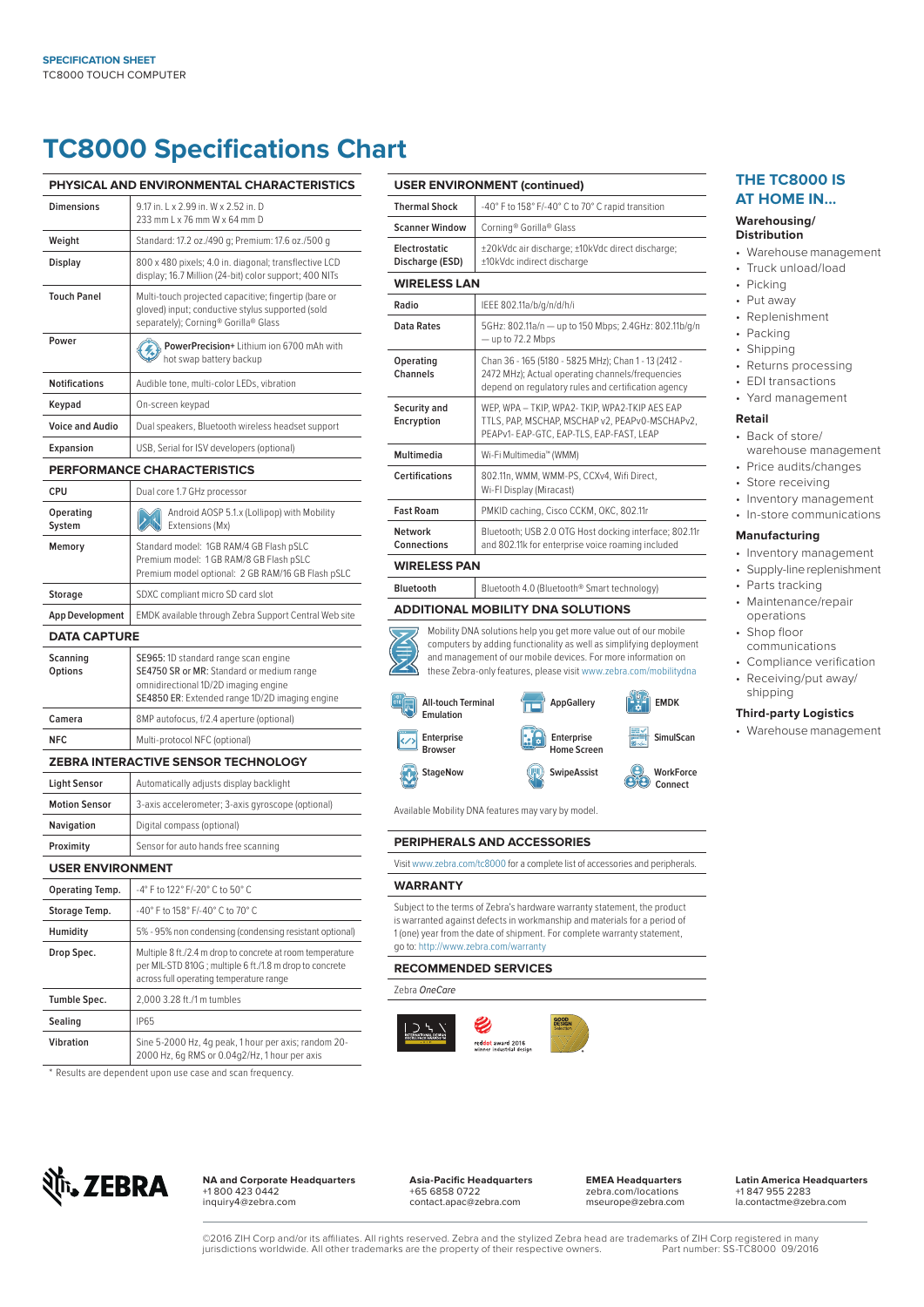# TC8000 Specifications Chart

## PHYSICAL AND ENVIRONMENTAL CHARACTERISTICS

| | |
|---|---|
| **Dimensions** | 9.17 in. L x 2.99 in. W x 2.52 in. D<br>233 mm L x 76 mm W x 64 mm D |
| **Weight** | Standard: 17.2 oz./490 g; Premium: 17.6 oz./500 g |
| **Display** | 800 x 480 pixels; 4.0 in. diagonal; transflective LCD display; 16.7 Million (24-bit) color support; 400 NITs |
| **Touch Panel** | Multi-touch projected capacitive; fingertip (bare or gloved) input; conductive stylus supported (sold separately); Corning® Gorilla® Glass |
| **Power** | **PowerPrecision+** Lithium ion 6700 mAh with hot swap battery backup |
| **Notifications** | Audible tone, multi-color LEDs, vibration |
| **Keypad** | On-screen keypad |
| **Voice and Audio** | Dual speakers, Bluetooth wireless headset support |
| **Expansion** | USB, Serial for ISV developers (optional) |

## PERFORMANCE CHARACTERISTICS

| | |
|---|---|
| **CPU** | Dual core 1.7 GHz processor |
| **Operating System** | Android AOSP 5.1.x (Lollipop) with Mobility Extensions (Mx) |
| **Memory** | Standard model: 1GB RAM/4 GB Flash pSLC<br>Premium model: 1GB RAM/8 GB Flash pSLC<br>Premium model optional: 2 GB RAM/16 GB Flash pSLC |
| **Storage** | SDXC compliant micro SD card slot |
| **App Development** | EMDK available through Zebra Support Central Web site |

## DATA CAPTURE

| | |
|---|---|
| **Scanning Options** | SE965: 1D standard range scan engine<br>SE4750 SR or MR: Standard or medium range omnidirectional 1D/2D imaging engine<br>SE4850 ER: Extended range 1D/2D imaging engine |
| **Camera** | 8MP autofocus, f/2.4 aperture (optional) |
| **NFC** | Multi-protocol NFC (optional) |

## ZEBRA INTERACTIVE SENSOR TECHNOLOGY

| | |
|---|---|
| **Light Sensor** | Automatically adjusts display backlight |
| **Motion Sensor** | 3-axis accelerometer; 3-axis gyroscope (optional) |
| **Navigation** | Digital compass (optional) |
| **Proximity** | Sensor for auto hands free scanning |

## USER ENVIRONMENT

| | |
|---|---|
| **Operating Temp.** | -4° F to 122° F/-20° C to 50° C |
| **Storage Temp.** | -40° F to 158° F/-40° C to 70° C |
| **Humidity** | 5% - 95% non condensing (condensing resistant optional) |
| **Drop Spec.** | Multiple 8 ft./2.4 m drop to concrete at room temperature per MIL-STD 810G ; multiple 6 ft./1.8 m drop to concrete across full operating temperature range |
| **Tumble Spec.** | 2,000 3.28 ft./1 m tumbles |
| **Sealing** | IP65 |
| **Vibration** | Sine 5-2000 Hz, 4g peak, 1 hour per axis; random 20-2000 Hz, 6g RMS or 0.04g2/Hz, 1 hour per axis |

\* Results are dependent upon use case and scan frequency.

## USER ENVIRONMENT (continued)

| | |
|---|---|
| **Thermal Shock** | -40° F to 158° F/-40° C to 70° C rapid transition |
| **Scanner Window** | Corning® Gorilla® Glass |
| **Electrostatic Discharge (ESD)** | ±20kVdc air discharge; ±10kVdc direct discharge; ±10kVdc indirect discharge |

## WIRELESS LAN

| | |
|---|---|
| **Radio** | IEEE 802.11a/b/g/n/d/h/i |
| **Data Rates** | 5GHz: 802.11a/n — up to 150 Mbps; 2.4GHz: 802.11b/g/n — up to 72.2 Mbps |
| **Operating Channels** | Chan 36 - 165 (5180 - 5825 MHz); Chan 1 - 13 (2412 - 2472 MHz); Actual operating channels/frequencies depend on regulatory rules and certification agency |
| **Security and Encryption** | WEP, WPA – TKIP, WPA2- TKIP, WPA2-TKIP AES EAP TTLS, PAP, MSCHAP, MSCHAP v2, PEAPv0-MSCHAPv2, PEAPv1- EAP-GTC, EAP-TLS, EAP-FAST, LEAP |
| **Multimedia** | Wi-Fi Multimedia™ (WMM) |
| **Certifications** | 802.11n, WMM, WMM-PS, CCXv4, Wifi Direct, Wi-Fi Display (Miracast) |
| **Fast Roam** | PMKID caching, Cisco CCKM, OKC, 802.11r |
| **Network Connections** | Bluetooth; USB 2.0 OTG Host docking interface; 802.11r and 802.11k for enterprise voice roaming included |

## WIRELESS PAN

| | |
|---|---|
| **Bluetooth** | Bluetooth 4.0 (Bluetooth® Smart technology) |

## ADDITIONAL MOBILITY DNA SOLUTIONS

Mobility DNA solutions help you get more value out of our mobile computers by adding functionality as well as simplifying deployment and management of our mobile devices. For more information on these Zebra-only features, please visit www.zebra.com/mobilitydna

- All-touch Terminal Emulation
- AppGallery
- EMDK
- Enterprise Browser
- Enterprise Home Screen
- SimulScan
- StageNow
- SwipeAssist
- WorkForce Connect

Available Mobility DNA features may vary by model.

## PERIPHERALS AND ACCESSORIES

Visit www.zebra.com/tc8000 for a complete list of accessories and peripherals.

## WARRANTY

Subject to the terms of Zebra's hardware warranty statement, the product is warranted against defects in workmanship and materials for a period of 1 (one) year from the date of shipment. For complete warranty statement, go to: http://www.zebra.com/warranty

## RECOMMENDED SERVICES

Zebra *OneCare*

reddot award 2016 winner industrial design

## THE TC8000 IS AT HOME IN...

### Warehousing/ Distribution

- Warehouse management
- Truck unload/load
- Picking
- Put away
- Replenishment
- Packing
- Shipping
- Returns processing
- EDI transactions
- Yard management

### Retail

- Back of store/ warehouse management
- Price audits/changes
- Store receiving
- Inventory management
- In-store communications

### Manufacturing

- Inventory management
- Supply-line replenishment
- Parts tracking
- Maintenance/repair operations
- Shop floor communications
- Compliance verification
- Receiving/put away/ shipping

### Third-party Logistics

- Warehouse management

**NA and Corporate Headquarters**
+1 800 423 0442
inquiry4@zebra.com

**Asia-Pacific Headquarters**
+65 6858 0722
contact.apac@zebra.com

**EMEA Headquarters**
zebra.com/locations
mseurope@zebra.com

**Latin America Headquarters**
+1 847 955 2283
la.contactme@zebra.com

©2016 ZIH Corp and/or its affiliates. All rights reserved. Zebra and the stylized Zebra head are trademarks of ZIH Corp registered in many jurisdictions worldwide. All other trademarks are the property of their respective owners. Part number: SS-TC8000 09/2016